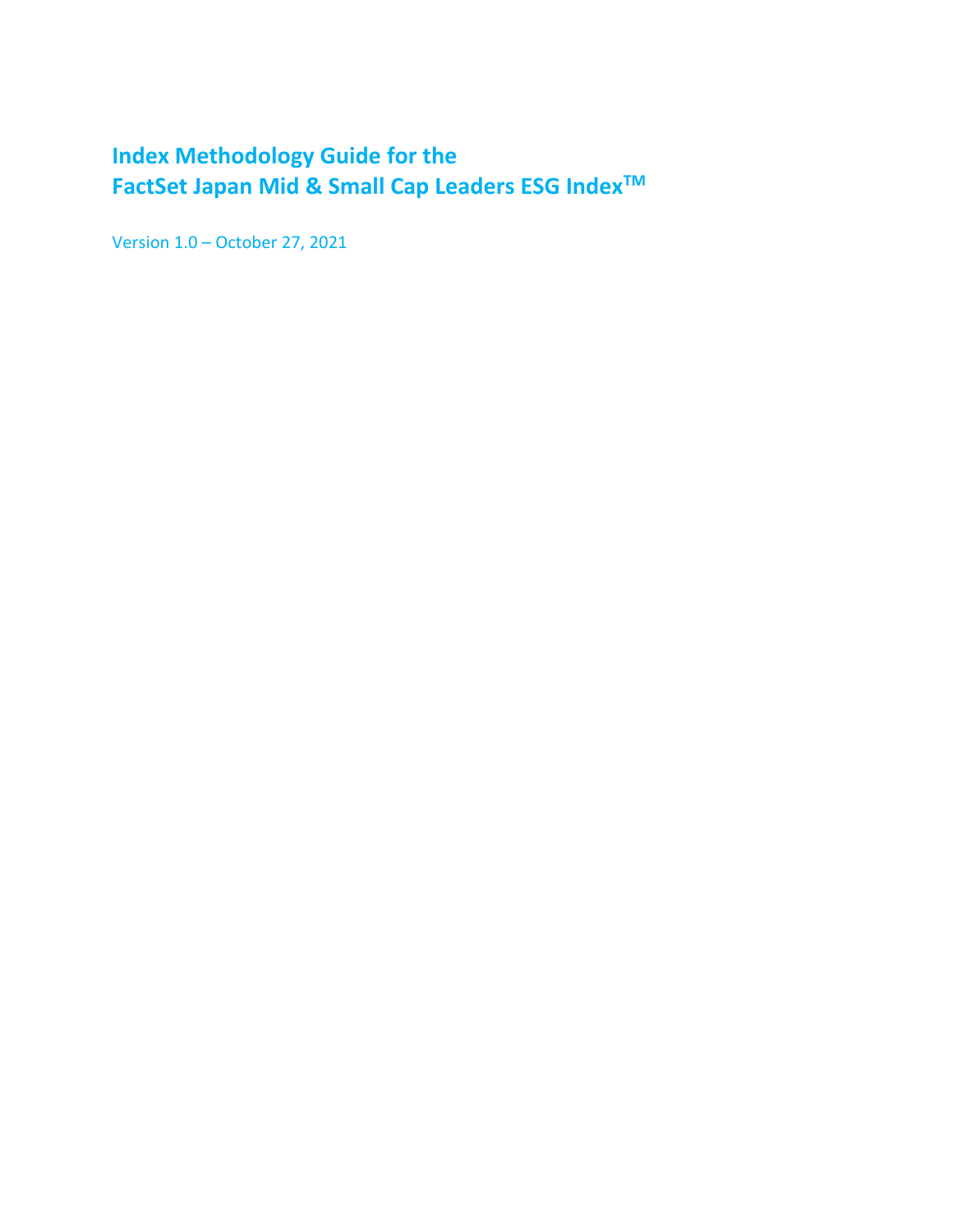# Index Methodology Guide for the FactSet Japan Mid & Small Cap Leaders ESG Index™

Version 1.0 – October 27, 2021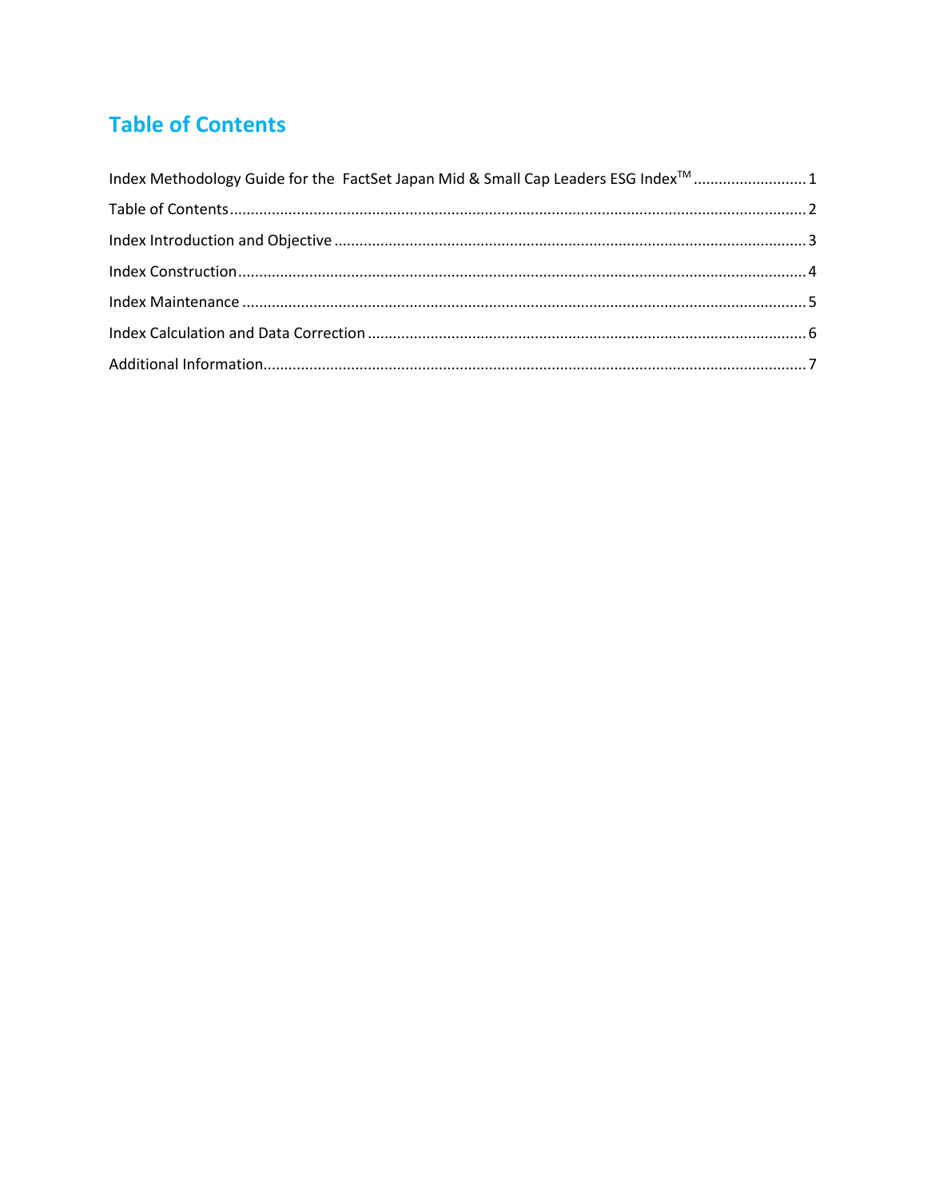# Table of Contents

Index Methodology Guide for the FactSet Japan Mid & Small Cap Leaders ESG Index™ .......... 1

Table of Contents .......... 2

Index Introduction and Objective .......... 3

Index Construction .......... 4

Index Maintenance .......... 5

Index Calculation and Data Correction .......... 6

Additional Information .......... 7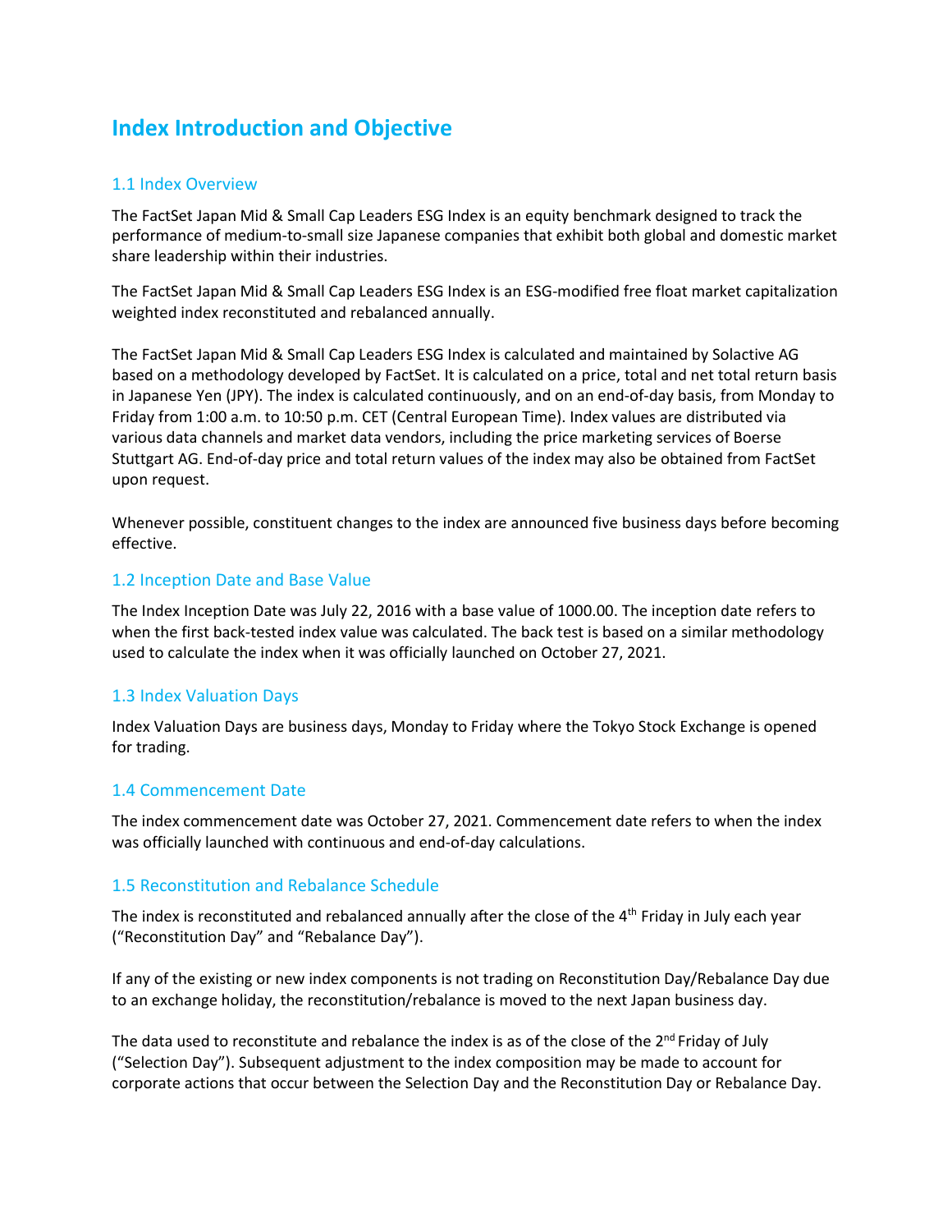# Index Introduction and Objective

## 1.1 Index Overview

The FactSet Japan Mid & Small Cap Leaders ESG Index is an equity benchmark designed to track the performance of medium-to-small size Japanese companies that exhibit both global and domestic market share leadership within their industries.

The FactSet Japan Mid & Small Cap Leaders ESG Index is an ESG-modified free float market capitalization weighted index reconstituted and rebalanced annually.

The FactSet Japan Mid & Small Cap Leaders ESG Index is calculated and maintained by Solactive AG based on a methodology developed by FactSet. It is calculated on a price, total and net total return basis in Japanese Yen (JPY). The index is calculated continuously, and on an end-of-day basis, from Monday to Friday from 1:00 a.m. to 10:50 p.m. CET (Central European Time). Index values are distributed via various data channels and market data vendors, including the price marketing services of Boerse Stuttgart AG. End-of-day price and total return values of the index may also be obtained from FactSet upon request.

Whenever possible, constituent changes to the index are announced five business days before becoming effective.

## 1.2 Inception Date and Base Value

The Index Inception Date was July 22, 2016 with a base value of 1000.00. The inception date refers to when the first back-tested index value was calculated. The back test is based on a similar methodology used to calculate the index when it was officially launched on October 27, 2021.

## 1.3 Index Valuation Days

Index Valuation Days are business days, Monday to Friday where the Tokyo Stock Exchange is opened for trading.

## 1.4 Commencement Date

The index commencement date was October 27, 2021. Commencement date refers to when the index was officially launched with continuous and end-of-day calculations.

## 1.5 Reconstitution and Rebalance Schedule

The index is reconstituted and rebalanced annually after the close of the 4th Friday in July each year ("Reconstitution Day" and "Rebalance Day").

If any of the existing or new index components is not trading on Reconstitution Day/Rebalance Day due to an exchange holiday, the reconstitution/rebalance is moved to the next Japan business day.

The data used to reconstitute and rebalance the index is as of the close of the 2nd Friday of July ("Selection Day"). Subsequent adjustment to the index composition may be made to account for corporate actions that occur between the Selection Day and the Reconstitution Day or Rebalance Day.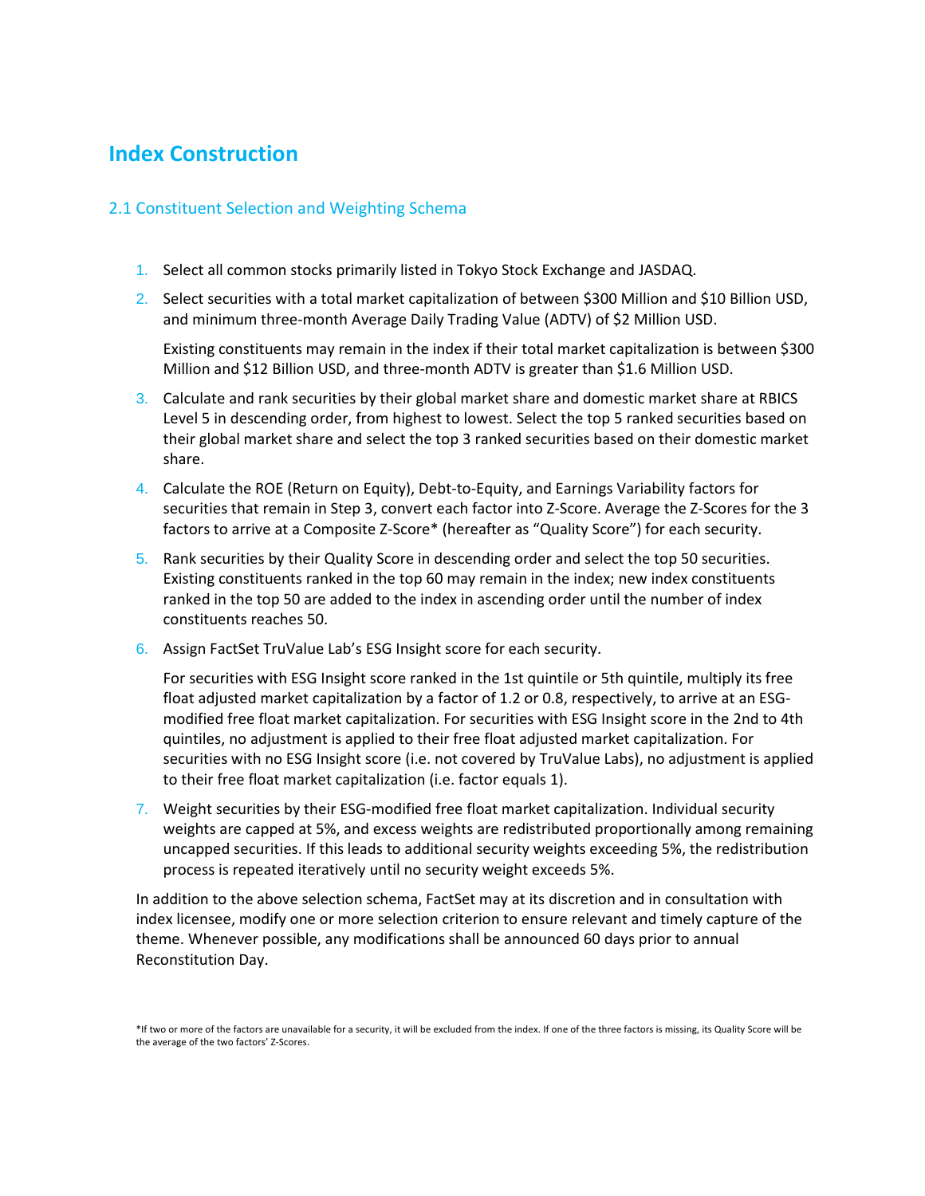# Index Construction

## 2.1 Constituent Selection and Weighting Schema

1. Select all common stocks primarily listed in Tokyo Stock Exchange and JASDAQ.
2. Select securities with a total market capitalization of between $300 Million and $10 Billion USD, and minimum three-month Average Daily Trading Value (ADTV) of $2 Million USD.

   Existing constituents may remain in the index if their total market capitalization is between $300 Million and $12 Billion USD, and three-month ADTV is greater than $1.6 Million USD.
3. Calculate and rank securities by their global market share and domestic market share at RBICS Level 5 in descending order, from highest to lowest. Select the top 5 ranked securities based on their global market share and select the top 3 ranked securities based on their domestic market share.
4. Calculate the ROE (Return on Equity), Debt-to-Equity, and Earnings Variability factors for securities that remain in Step 3, convert each factor into Z-Score. Average the Z-Scores for the 3 factors to arrive at a Composite Z-Score* (hereafter as "Quality Score") for each security.
5. Rank securities by their Quality Score in descending order and select the top 50 securities. Existing constituents ranked in the top 60 may remain in the index; new index constituents ranked in the top 50 are added to the index in ascending order until the number of index constituents reaches 50.
6. Assign FactSet TruValue Lab's ESG Insight score for each security.

   For securities with ESG Insight score ranked in the 1st quintile or 5th quintile, multiply its free float adjusted market capitalization by a factor of 1.2 or 0.8, respectively, to arrive at an ESG-modified free float market capitalization. For securities with ESG Insight score in the 2nd to 4th quintiles, no adjustment is applied to their free float adjusted market capitalization. For securities with no ESG Insight score (i.e. not covered by TruValue Labs), no adjustment is applied to their free float market capitalization (i.e. factor equals 1).
7. Weight securities by their ESG-modified free float market capitalization. Individual security weights are capped at 5%, and excess weights are redistributed proportionally among remaining uncapped securities. If this leads to additional security weights exceeding 5%, the redistribution process is repeated iteratively until no security weight exceeds 5%.

In addition to the above selection schema, FactSet may at its discretion and in consultation with index licensee, modify one or more selection criterion to ensure relevant and timely capture of the theme. Whenever possible, any modifications shall be announced 60 days prior to annual Reconstitution Day.

*If two or more of the factors are unavailable for a security, it will be excluded from the index. If one of the three factors is missing, its Quality Score will be the average of the two factors' Z-Scores.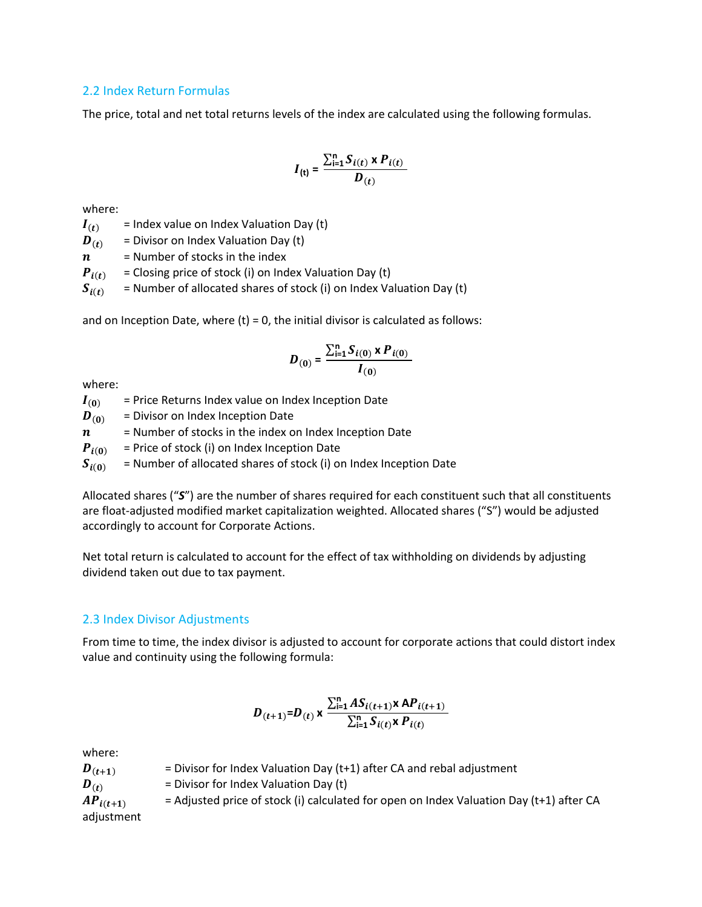## 2.2 Index Return Formulas

The price, total and net total returns levels of the index are calculated using the following formulas.

$$I_{(t)} = \frac{\sum_{i=1}^{n} S_{i(t)} \times P_{i(t)}}{D_{(t)}}$$

where:

$I_{(t)}$ = Index value on Index Valuation Day (t)
$D_{(t)}$ = Divisor on Index Valuation Day (t)
$n$ = Number of stocks in the index
$P_{i(t)}$ = Closing price of stock (i) on Index Valuation Day (t)
$S_{i(t)}$ = Number of allocated shares of stock (i) on Index Valuation Day (t)

and on Inception Date, where (t) = 0, the initial divisor is calculated as follows:

$$D_{(0)} = \frac{\sum_{i=1}^{n} S_{i(0)} \times P_{i(0)}}{I_{(0)}}$$

where:

$I_{(0)}$ = Price Returns Index value on Index Inception Date
$D_{(0)}$ = Divisor on Index Inception Date
$n$ = Number of stocks in the index on Index Inception Date
$P_{i(0)}$ = Price of stock (i) on Index Inception Date
$S_{i(0)}$ = Number of allocated shares of stock (i) on Index Inception Date

Allocated shares ("***S***") are the number of shares required for each constituent such that all constituents are float-adjusted modified market capitalization weighted. Allocated shares ("S") would be adjusted accordingly to account for Corporate Actions.

Net total return is calculated to account for the effect of tax withholding on dividends by adjusting dividend taken out due to tax payment.

## 2.3 Index Divisor Adjustments

From time to time, the index divisor is adjusted to account for corporate actions that could distort index value and continuity using the following formula:

$$D_{(t+1)} = D_{(t)} \times \frac{\sum_{i=1}^{n} AS_{i(t+1)} \times AP_{i(t+1)}}{\sum_{i=1}^{n} S_{i(t)} \times P_{i(t)}}$$

where:

$D_{(t+1)}$ = Divisor for Index Valuation Day (t+1) after CA and rebal adjustment
$D_{(t)}$ = Divisor for Index Valuation Day (t)
$AP_{i(t+1)}$ = Adjusted price of stock (i) calculated for open on Index Valuation Day (t+1) after CA adjustment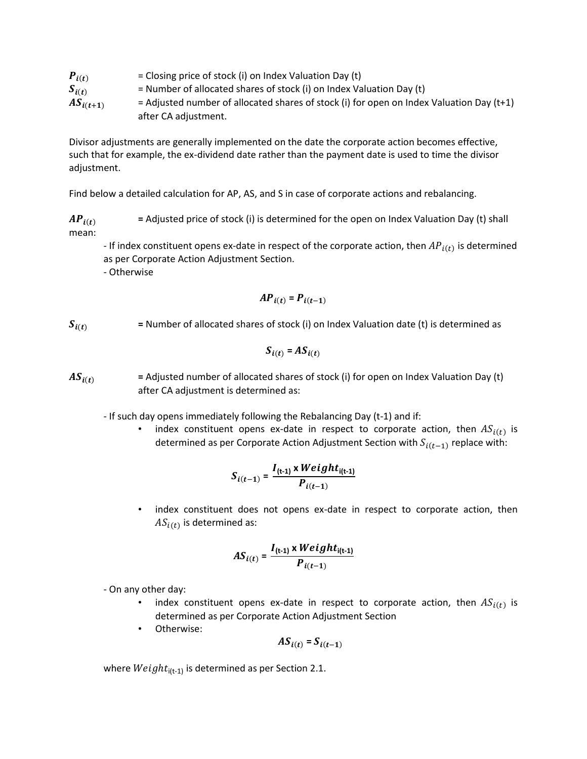$P_{i(t)}$ = Closing price of stock (i) on Index Valuation Day (t)

$S_{i(t)}$ = Number of allocated shares of stock (i) on Index Valuation Day (t)

$AS_{i(t+1)}$ = Adjusted number of allocated shares of stock (i) for open on Index Valuation Day (t+1) after CA adjustment.

Divisor adjustments are generally implemented on the date the corporate action becomes effective, such that for example, the ex-dividend date rather than the payment date is used to time the divisor adjustment.

Find below a detailed calculation for AP, AS, and S in case of corporate actions and rebalancing.

$AP_{i(t)}$ **=** Adjusted price of stock (i) is determined for the open on Index Valuation Day (t) shall mean:

- If index constituent opens ex-date in respect of the corporate action, then $AP_{i(t)}$ is determined as per Corporate Action Adjustment Section.
- Otherwise

$$AP_{i(t)} = P_{i(t-1)}$$

$S_{i(t)}$ **=** Number of allocated shares of stock (i) on Index Valuation date (t) is determined as

$$S_{i(t)} = AS_{i(t)}$$

$AS_{i(t)}$ **=** Adjusted number of allocated shares of stock (i) for open on Index Valuation Day (t) after CA adjustment is determined as:

- If such day opens immediately following the Rebalancing Day (t-1) and if:
  - index constituent opens ex-date in respect to corporate action, then $AS_{i(t)}$ is determined as per Corporate Action Adjustment Section with $S_{i(t-1)}$ replace with:

$$S_{i(t-1)} = \frac{I_{(t-1)} \times Weight_{i(t-1)}}{P_{i(t-1)}}$$

  - index constituent does not opens ex-date in respect to corporate action, then $AS_{i(t)}$ is determined as:

$$AS_{i(t)} = \frac{I_{(t-1)} \times Weight_{i(t-1)}}{P_{i(t-1)}}$$

- On any other day:
  - index constituent opens ex-date in respect to corporate action, then $AS_{i(t)}$ is determined as per Corporate Action Adjustment Section
  - Otherwise:

$$AS_{i(t)} = S_{i(t-1)}$$

where $Weight_{i(t-1)}$ is determined as per Section 2.1.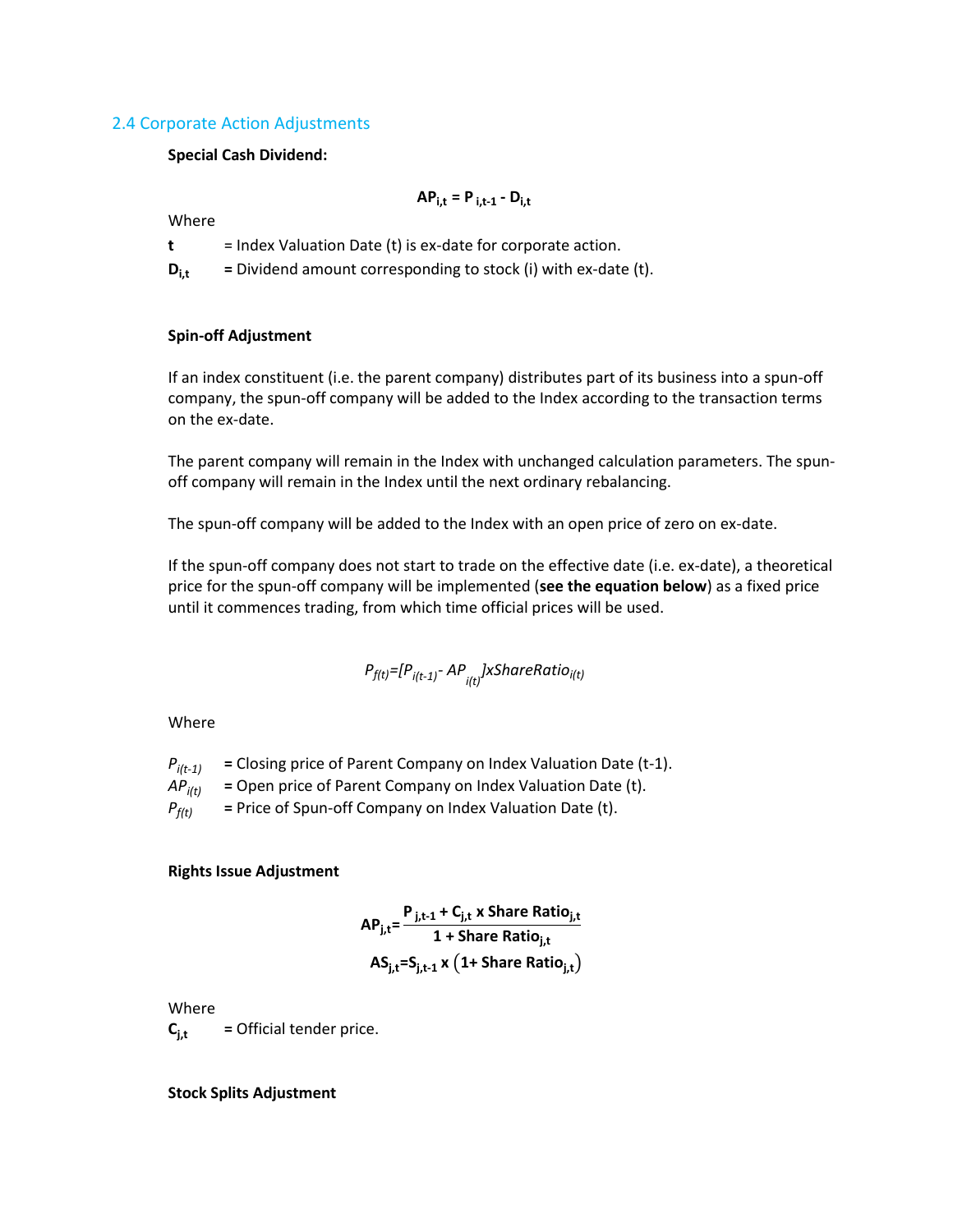## 2.4 Corporate Action Adjustments

**Special Cash Dividend:**

$$\mathbf{AP_{i,t} = P_{i,t-1} - D_{i,t}}$$

Where

**t** = Index Valuation Date (t) is ex-date for corporate action.

$\mathbf{D_{i,t}}$ = Dividend amount corresponding to stock (i) with ex-date (t).

**Spin-off Adjustment**

If an index constituent (i.e. the parent company) distributes part of its business into a spun-off company, the spun-off company will be added to the Index according to the transaction terms on the ex-date.

The parent company will remain in the Index with unchanged calculation parameters. The spun-off company will remain in the Index until the next ordinary rebalancing.

The spun-off company will be added to the Index with an open price of zero on ex-date.

If the spun-off company does not start to trade on the effective date (i.e. ex-date), a theoretical price for the spun-off company will be implemented (**see the equation below**) as a fixed price until it commences trading, from which time official prices will be used.

$$P_{f(t)}=[P_{i(t-1)} - AP_{i(t)}] x ShareRatio_{i(t)}$$

Where

$P_{i(t-1)}$ = Closing price of Parent Company on Index Valuation Date (t-1).
$AP_{i(t)}$ = Open price of Parent Company on Index Valuation Date (t).
$P_{f(t)}$ = Price of Spun-off Company on Index Valuation Date (t).

**Rights Issue Adjustment**

$$\mathbf{AP_{j,t} = \frac{P_{j,t-1} + C_{j,t} \text{ x Share Ratio}_{j,t}}{1 + \text{Share Ratio}_{j,t}}}$$

$$\mathbf{AS_{j,t} = S_{j,t-1} \text{ x } \left(1 + \text{Share Ratio}_{j,t}\right)}$$

Where

$\mathbf{C_{j,t}}$ = Official tender price.

**Stock Splits Adjustment**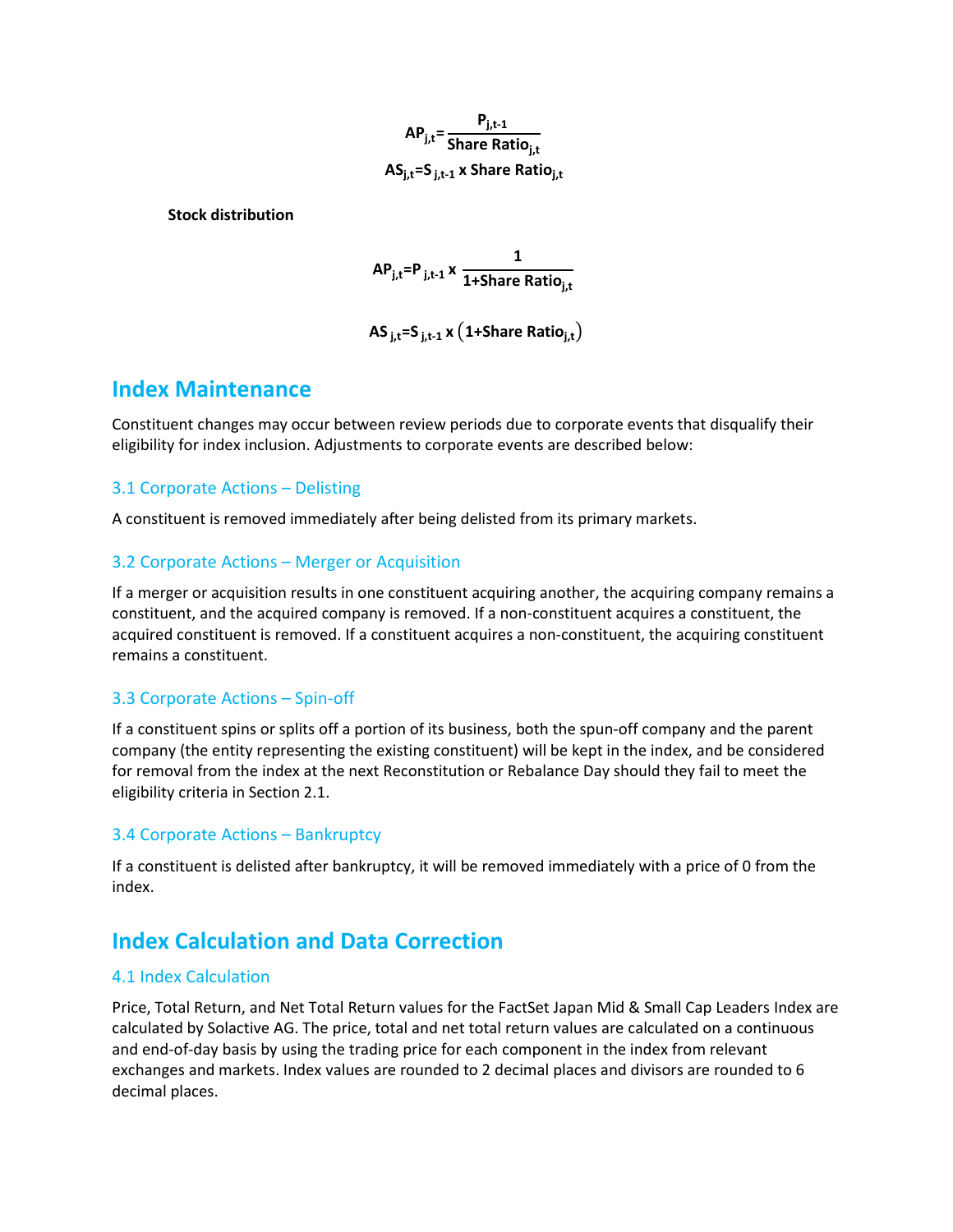$$AP_{j,t}=\frac{P_{j,t-1}}{\text{Share Ratio}_{j,t}}$$

$$AS_{j,t}=S_{j,t-1} \text{ x Share Ratio}_{j,t}$$

**Stock distribution**

$$AP_{j,t}=P_{j,t-1} \text{ x } \frac{1}{1+\text{Share Ratio}_{j,t}}$$

$$AS_{j,t}=S_{j,t-1} \text{ x } \left(1+\text{Share Ratio}_{j,t}\right)$$

# Index Maintenance

Constituent changes may occur between review periods due to corporate events that disqualify their eligibility for index inclusion. Adjustments to corporate events are described below:

## 3.1 Corporate Actions – Delisting

A constituent is removed immediately after being delisted from its primary markets.

## 3.2 Corporate Actions – Merger or Acquisition

If a merger or acquisition results in one constituent acquiring another, the acquiring company remains a constituent, and the acquired company is removed. If a non-constituent acquires a constituent, the acquired constituent is removed. If a constituent acquires a non-constituent, the acquiring constituent remains a constituent.

## 3.3 Corporate Actions – Spin-off

If a constituent spins or splits off a portion of its business, both the spun-off company and the parent company (the entity representing the existing constituent) will be kept in the index, and be considered for removal from the index at the next Reconstitution or Rebalance Day should they fail to meet the eligibility criteria in Section 2.1.

## 3.4 Corporate Actions – Bankruptcy

If a constituent is delisted after bankruptcy, it will be removed immediately with a price of 0 from the index.

# Index Calculation and Data Correction

## 4.1 Index Calculation

Price, Total Return, and Net Total Return values for the FactSet Japan Mid & Small Cap Leaders Index are calculated by Solactive AG. The price, total and net total return values are calculated on a continuous and end-of-day basis by using the trading price for each component in the index from relevant exchanges and markets. Index values are rounded to 2 decimal places and divisors are rounded to 6 decimal places.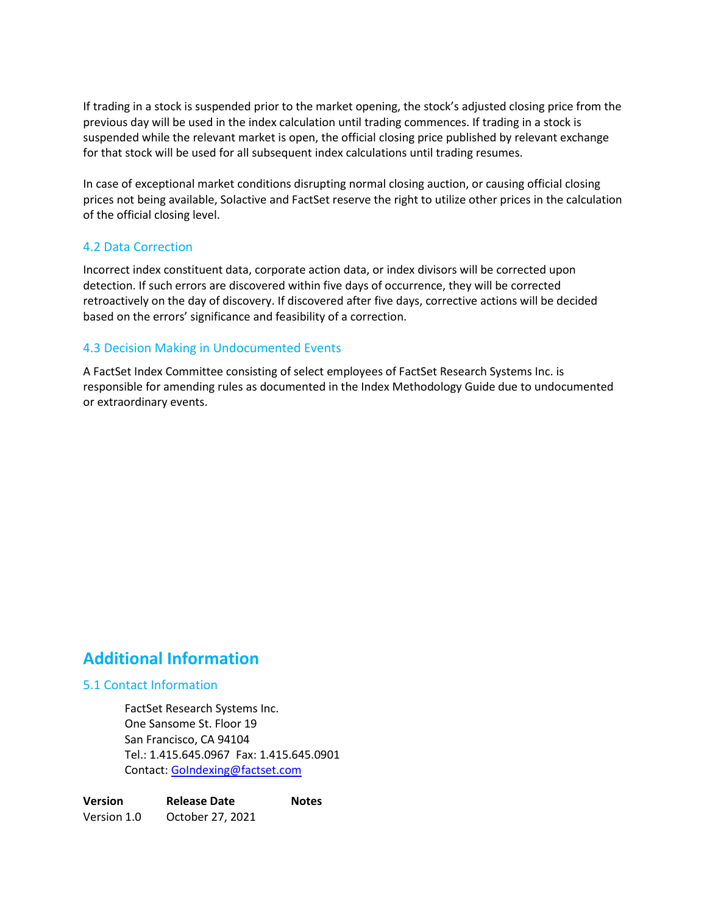If trading in a stock is suspended prior to the market opening, the stock's adjusted closing price from the previous day will be used in the index calculation until trading commences. If trading in a stock is suspended while the relevant market is open, the official closing price published by relevant exchange for that stock will be used for all subsequent index calculations until trading resumes.

In case of exceptional market conditions disrupting normal closing auction, or causing official closing prices not being available, Solactive and FactSet reserve the right to utilize other prices in the calculation of the official closing level.

### 4.2 Data Correction

Incorrect index constituent data, corporate action data, or index divisors will be corrected upon detection. If such errors are discovered within five days of occurrence, they will be corrected retroactively on the day of discovery. If discovered after five days, corrective actions will be decided based on the errors' significance and feasibility of a correction.

### 4.3 Decision Making in Undocumented Events

A FactSet Index Committee consisting of select employees of FactSet Research Systems Inc. is responsible for amending rules as documented in the Index Methodology Guide due to undocumented or extraordinary events.

## Additional Information

### 5.1 Contact Information

FactSet Research Systems Inc.
One Sansome St. Floor 19
San Francisco, CA 94104
Tel.: 1.415.645.0967 Fax: 1.415.645.0901
Contact: GoIndexing@factset.com

| Version | Release Date | Notes |
|---|---|---|
| Version 1.0 | October 27, 2021 | |